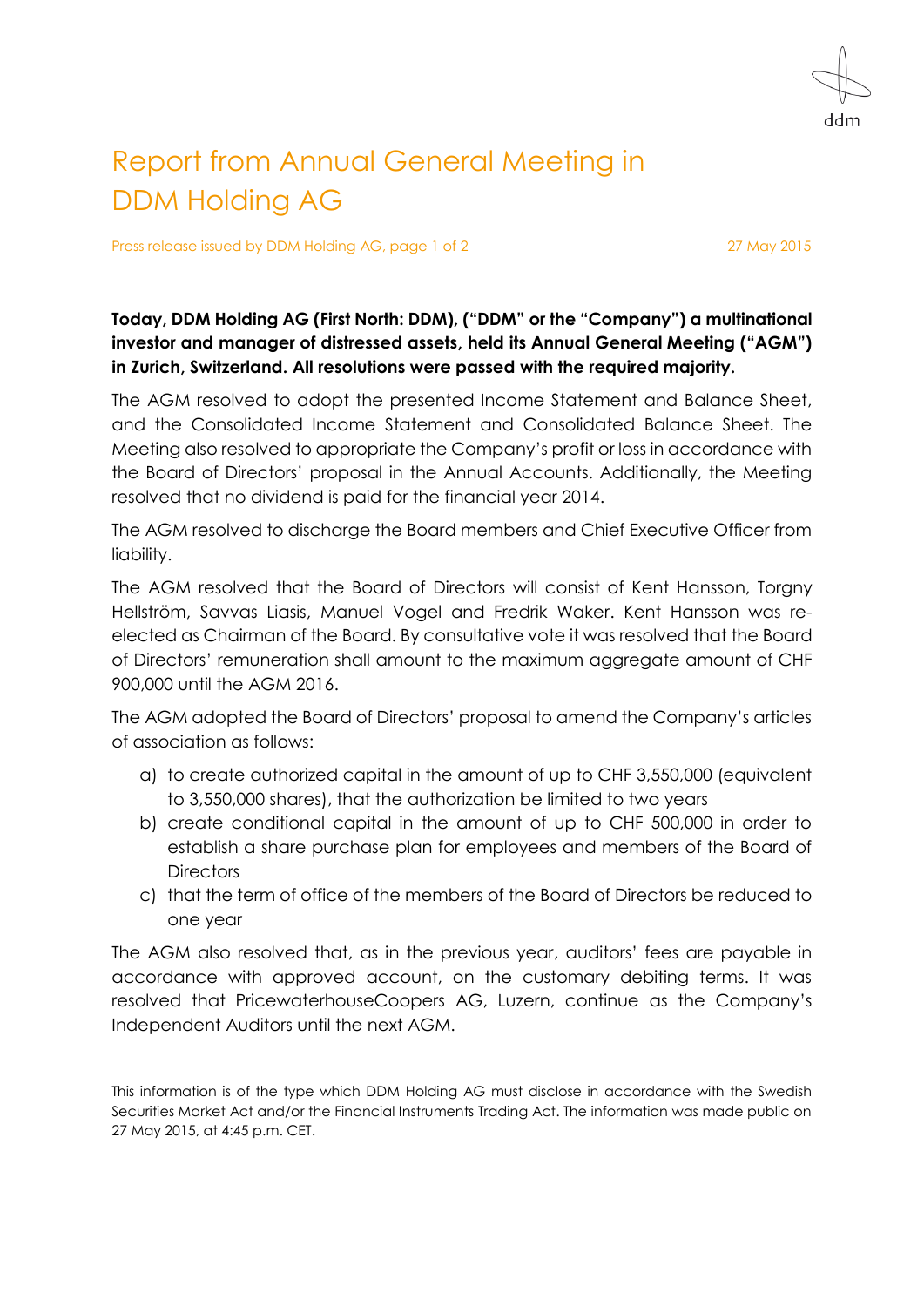# Report from Annual General Meeting in DDM Holding AG

Press release issued by DDM Holding AG, 27 May 2015

**Today, DDM Holding AG (First North: DDM), ("DDM" or the "Company") a multinational investor and manager of distressed assets, held its Annual General Meeting ("AGM") in Zurich, Switzerland. All resolutions were passed with the required majority.**

The AGM resolved to adopt the presented Income Statement and Balance Sheet, and the Consolidated Income Statement and Consolidated Balance Sheet. The Meeting also resolved to appropriate the Company's profit or loss in accordance with the Board of Directors' proposal in the Annual Accounts. Additionally, the Meeting resolved that no dividend is paid for the financial year 2014.

The AGM resolved to discharge the Board members and Chief Executive Officer from liability.

The AGM resolved that the Board of Directors will consist of Kent Hansson, Torgny Hellström, Savvas Liasis, Manuel Vogel and Fredrik Waker. Kent Hansson was re-elected as Chairman of the Board. By consultative vote it was resolved that the Board of Directors' remuneration shall amount to the maximum aggregate amount of CHF 900,000 until the AGM 2016.

The AGM adopted the Board of Directors' proposal to amend the Company's articles of association as follows:

a) to create authorized capital in the amount of up to CHF 3,550,000 (equivalent to 3,550,000 shares), that the authorization be limited to two years
b) create conditional capital in the amount of up to CHF 500,000 in order to establish a share purchase plan for employees and members of the Board of Directors
c) that the term of office of the members of the Board of Directors be reduced to one year

The AGM also resolved that, as in the previous year, auditors' fees are payable in accordance with approved account, on the customary debiting terms. It was resolved that PricewaterhouseCoopers AG, Luzern, continue as the Company's Independent Auditors until the next AGM.

This information is of the type which DDM Holding AG must disclose in accordance with the Swedish Securities Market Act and/or the Financial Instruments Trading Act. The information was made public on 27 May 2015, at 4:45 p.m. CET.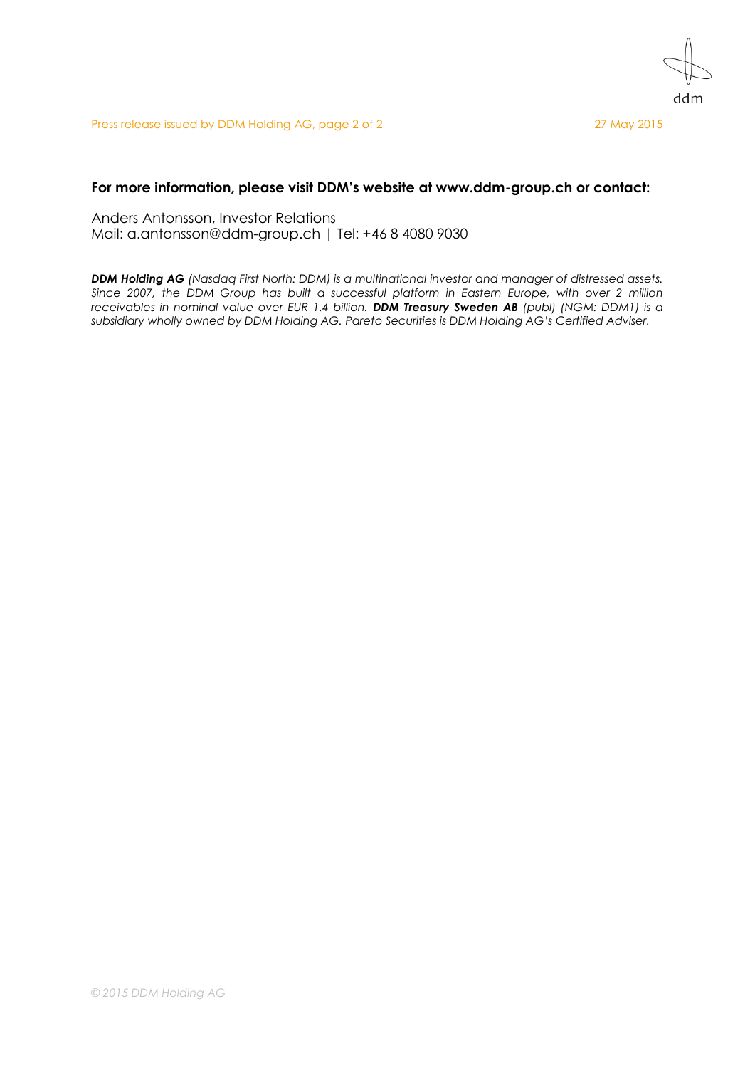**For more information, please visit DDM's website at www.ddm-group.ch or contact:**

Anders Antonsson, Investor Relations
Mail: a.antonsson@ddm-group.ch | Tel: +46 8 4080 9030

***DDM Holding AG*** *(Nasdaq First North: DDM) is a multinational investor and manager of distressed assets. Since 2007, the DDM Group has built a successful platform in Eastern Europe, with over 2 million receivables in nominal value over EUR 1.4 billion.* ***DDM Treasury Sweden AB*** *(publ) (NGM: DDM1) is a subsidiary wholly owned by DDM Holding AG. Pareto Securities is DDM Holding AG's Certified Adviser.*

*© 2015 DDM Holding AG*